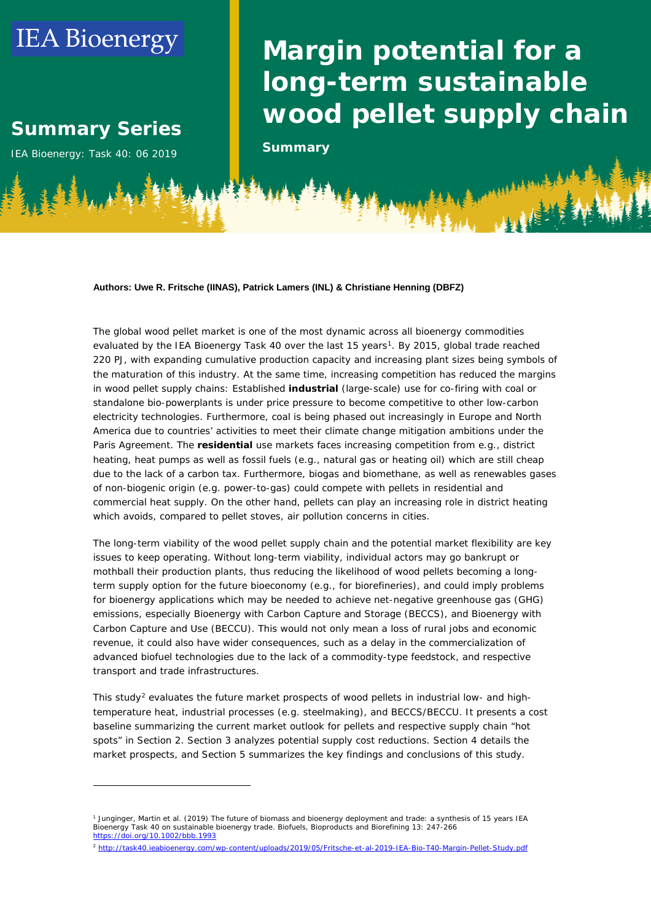IEA Bioenergy

## Summary Series

IEA Bioenergy: Task 40: 06 2019

# Margin potential for a long-term sustainable wood pellet supply chain

**Summary**

**Authors: Uwe R. Fritsche (IINAS), Patrick Lamers (INL) & Christiane Henning (DBFZ)**

The global wood pellet market is one of the most dynamic across all bioenergy commodities evaluated by the IEA Bioenergy Task 40 over the last 15 years[1]. By 2015, global trade reached 220 PJ, with expanding cumulative production capacity and increasing plant sizes being symbols of the maturation of this industry. At the same time, increasing competition has reduced the margins in wood pellet supply chains: Established **industrial** (large-scale) use for co-firing with coal or standalone bio-powerplants is under price pressure to become competitive to other low-carbon electricity technologies. Furthermore, coal is being phased out increasingly in Europe and North America due to countries' activities to meet their climate change mitigation ambitions under the Paris Agreement. The **residential** use markets faces increasing competition from e.g., district heating, heat pumps as well as fossil fuels (e.g., natural gas or heating oil) which are still cheap due to the lack of a carbon tax. Furthermore, biogas and biomethane, as well as renewables gases of non-biogenic origin (e.g. power-to-gas) could compete with pellets in residential and commercial heat supply. On the other hand, pellets can play an increasing role in district heating which avoids, compared to pellet stoves, air pollution concerns in cities.

The long-term viability of the wood pellet supply chain and the potential market flexibility are key issues to keep operating. Without long-term viability, individual actors may go bankrupt or mothball their production plants, thus reducing the likelihood of wood pellets becoming a long-term supply option for the future bioeconomy (e.g., for biorefineries), and could imply problems for bioenergy applications which may be needed to achieve net-negative greenhouse gas (GHG) emissions, especially Bioenergy with Carbon Capture and Storage (BECCS), and Bioenergy with Carbon Capture and Use (BECCU). This would not only mean a loss of rural jobs and economic revenue, it could also have wider consequences, such as a delay in the commercialization of advanced biofuel technologies due to the lack of a commodity-type feedstock, and respective transport and trade infrastructures.

This study[2] evaluates the future market prospects of wood pellets in industrial low- and high-temperature heat, industrial processes (e.g. steelmaking), and BECCS/BECCU. It presents a cost baseline summarizing the current market outlook for pellets and respective supply chain "hot spots" in Section 2. Section 3 analyzes potential supply cost reductions. Section 4 details the market prospects, and Section 5 summarizes the key findings and conclusions of this study.

---

[1] Junginger, Martin et al. (2019) The future of biomass and bioenergy deployment and trade: a synthesis of 15 years IEA Bioenergy Task 40 on sustainable bioenergy trade. Biofuels, Bioproducts and Biorefining 13: 247-266 https://doi.org/10.1002/bbb.1993

[2] http://task40.ieabioenergy.com/wp-content/uploads/2019/05/Fritsche-et-al-2019-IEA-Bio-T40-Margin-Pellet-Study.pdf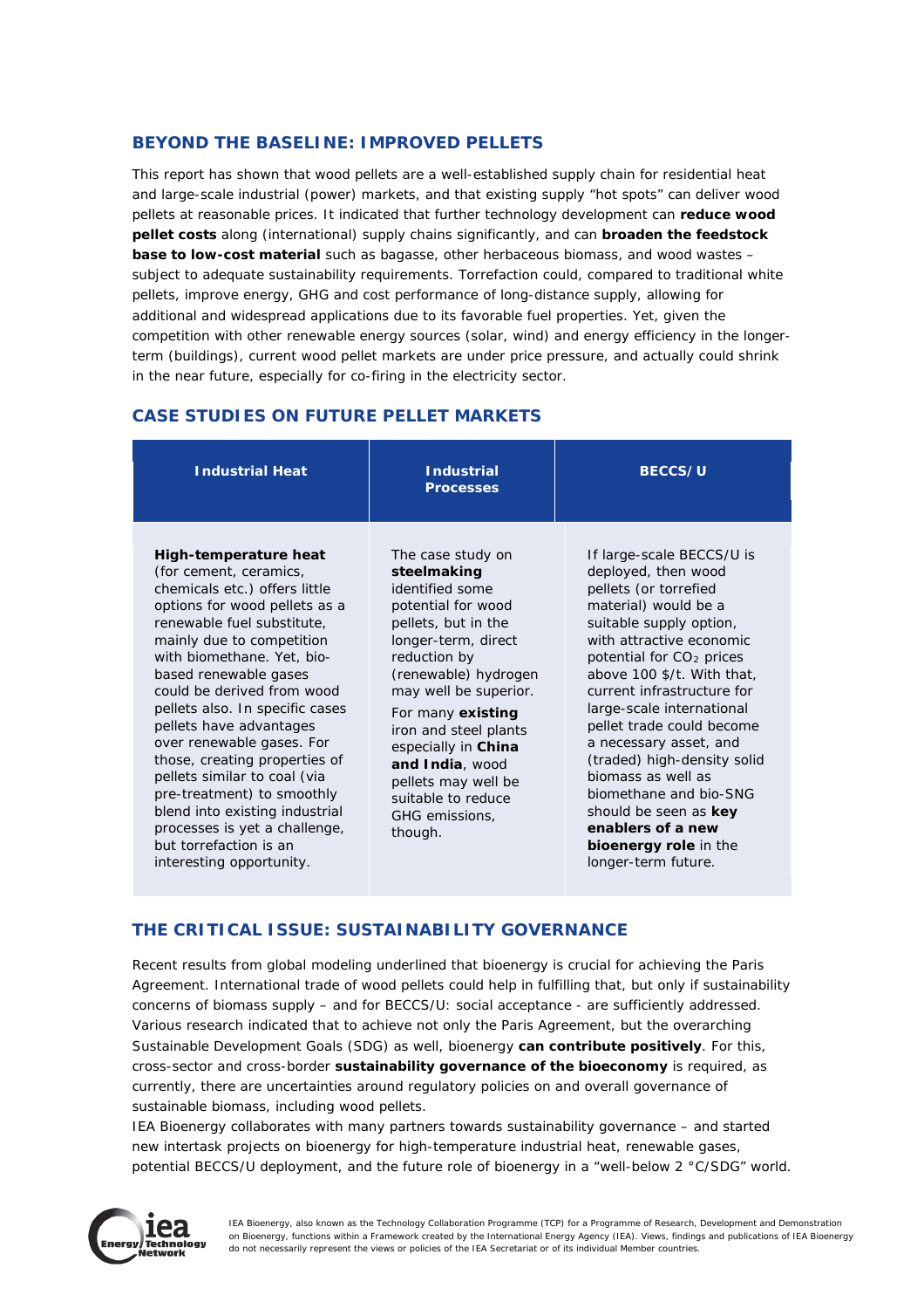## BEYOND THE BASELINE: IMPROVED PELLETS

This report has shown that wood pellets are a well-established supply chain for residential heat and large-scale industrial (power) markets, and that existing supply "hot spots" can deliver wood pellets at reasonable prices. It indicated that further technology development can **reduce wood pellet costs** along (international) supply chains significantly, and can **broaden the feedstock base to low-cost material** such as bagasse, other herbaceous biomass, and wood wastes – subject to adequate sustainability requirements. Torrefaction could, compared to traditional white pellets, improve energy, GHG and cost performance of long-distance supply, allowing for additional and widespread applications due to its favorable fuel properties. Yet, given the competition with other renewable energy sources (solar, wind) and energy efficiency in the longer-term (buildings), current wood pellet markets are under price pressure, and actually could shrink in the near future, especially for co-firing in the electricity sector.

## CASE STUDIES ON FUTURE PELLET MARKETS

| Industrial Heat | Industrial Processes | BECCS/U |
|---|---|---|
| **High-temperature heat** (for cement, ceramics, chemicals etc.) offers little options for wood pellets as a renewable fuel substitute, mainly due to competition with biomethane. Yet, bio-based renewable gases could be derived from wood pellets also. In specific cases pellets have advantages over renewable gases. For those, creating properties of pellets similar to coal (via pre-treatment) to smoothly blend into existing industrial processes is yet a challenge, but torrefaction is an interesting opportunity. | The case study on **steelmaking** identified some potential for wood pellets, but in the longer-term, direct reduction by (renewable) hydrogen may well be superior. For many **existing** iron and steel plants especially in **China and India**, wood pellets may well be suitable to reduce GHG emissions, though. | If large-scale BECCS/U is deployed, then wood pellets (or torrefied material) would be a suitable supply option, with attractive economic potential for $CO_2$ prices above 100 $/t. With that, current infrastructure for large-scale international pellet trade could become a necessary asset, and (traded) high-density solid biomass as well as biomethane and bio-SNG should be seen as **key enablers of a new bioenergy role** in the longer-term future. |

## THE CRITICAL ISSUE: SUSTAINABILITY GOVERNANCE

Recent results from global modeling underlined that bioenergy is crucial for achieving the Paris Agreement. International trade of wood pellets could help in fulfilling that, but only if sustainability concerns of biomass supply – and for BECCS/U: social acceptance - are sufficiently addressed. Various research indicated that to achieve not only the Paris Agreement, but the overarching Sustainable Development Goals (SDG) as well, bioenergy **can contribute positively**. For this, cross-sector and cross-border **sustainability governance of the bioeconomy** is required, as currently, there are uncertainties around regulatory policies on and overall governance of sustainable biomass, including wood pellets.

IEA Bioenergy collaborates with many partners towards sustainability governance – and started new intertask projects on bioenergy for high-temperature industrial heat, renewable gases, potential BECCS/U deployment, and the future role of bioenergy in a "well-below 2 °C/SDG" world.

IEA Bioenergy, also known as the Technology Collaboration Programme (TCP) for a Programme of Research, Development and Demonstration on Bioenergy, functions within a Framework created by the International Energy Agency (IEA). Views, findings and publications of IEA Bioenergy do not necessarily represent the views or policies of the IEA Secretariat or of its individual Member countries.